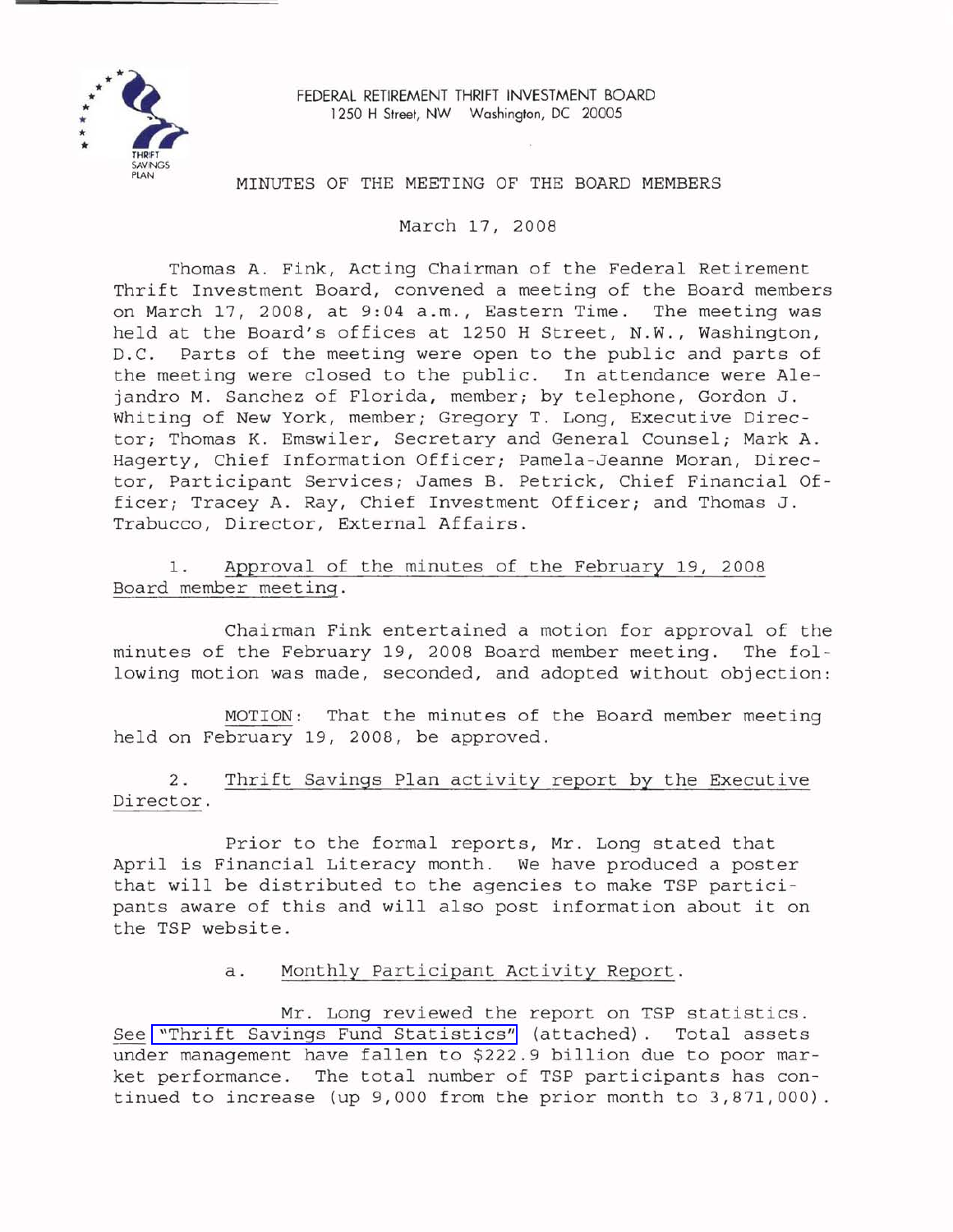FEDERAL RETIREMENT THRIFT INVESTMENT BOARD
1250 H Street, NW Washington, DC 20005

# MINUTES OF THE MEETING OF THE BOARD MEMBERS

March 17, 2008

Thomas A. Fink, Acting Chairman of the Federal Retirement Thrift Investment Board, convened a meeting of the Board members on March 17, 2008, at 9:04 a.m., Eastern Time. The meeting was held at the Board's offices at 1250 H Street, N.W., Washington, D.C. Parts of the meeting were open to the public and parts of the meeting were closed to the public. In attendance were Alejandro M. Sanchez of Florida, member; by telephone, Gordon J. Whiting of New York, member; Gregory T. Long, Executive Director; Thomas K. Emswiler, Secretary and General Counsel; Mark A. Hagerty, Chief Information Officer; Pamela-Jeanne Moran, Director, Participant Services; James B. Petrick, Chief Financial Officer; Tracey A. Ray, Chief Investment Officer; and Thomas J. Trabucco, Director, External Affairs.

1. Approval of the minutes of the February 19, 2008 Board member meeting.

Chairman Fink entertained a motion for approval of the minutes of the February 19, 2008 Board member meeting. The following motion was made, seconded, and adopted without objection:

MOTION: That the minutes of the Board member meeting held on February 19, 2008, be approved.

2. Thrift Savings Plan activity report by the Executive Director.

Prior to the formal reports, Mr. Long stated that April is Financial Literacy month. We have produced a poster that will be distributed to the agencies to make TSP participants aware of this and will also post information about it on the TSP website.

a. Monthly Participant Activity Report.

Mr. Long reviewed the report on TSP statistics. See "Thrift Savings Fund Statistics" (attached). Total assets under management have fallen to $222.9 billion due to poor market performance. The total number of TSP participants has continued to increase (up 9,000 from the prior month to 3,871,000).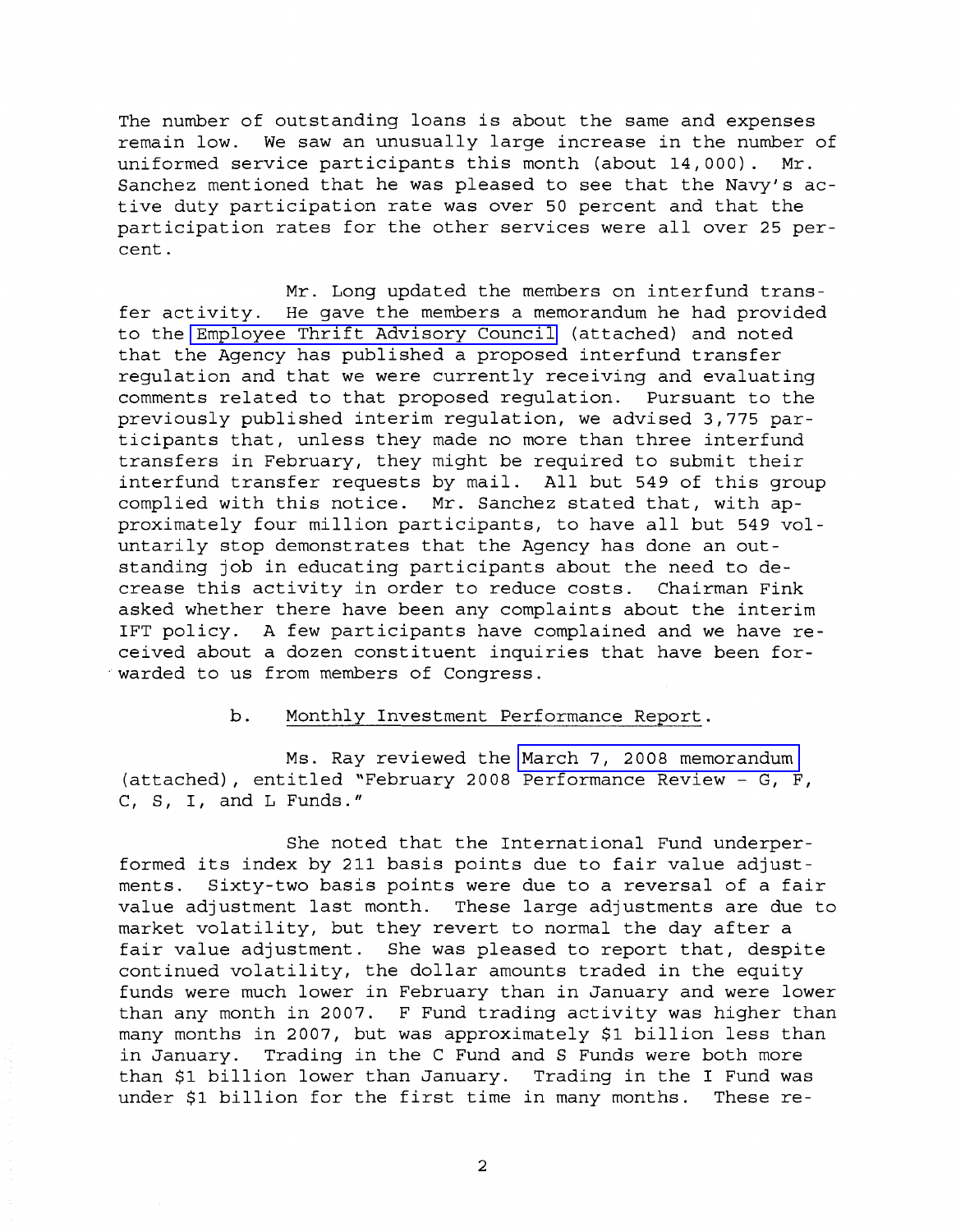The number of outstanding loans is about the same and expenses remain low. We saw an unusually large increase in the number of uniformed service participants this month (about 14,000). Mr. Sanchez mentioned that he was pleased to see that the Navy's active duty participation rate was over 50 percent and that the participation rates for the other services were all over 25 percent.

Mr. Long updated the members on interfund transfer activity. He gave the members a memorandum he had provided to the Employee Thrift Advisory Council (attached) and noted that the Agency has published a proposed interfund transfer regulation and that we were currently receiving and evaluating comments related to that proposed regulation. Pursuant to the previously published interim regulation, we advised 3,775 participants that, unless they made no more than three interfund transfers in February, they might be required to submit their interfund transfer requests by mail. All but 549 of this group complied with this notice. Mr. Sanchez stated that, with approximately four million participants, to have all but 549 voluntarily stop demonstrates that the Agency has done an outstanding job in educating participants about the need to decrease this activity in order to reduce costs. Chairman Fink asked whether there have been any complaints about the interim IFT policy. A few participants have complained and we have received about a dozen constituent inquiries that have been forwarded to us from members of Congress.

b. Monthly Investment Performance Report.

Ms. Ray reviewed the March 7, 2008 memorandum (attached), entitled "February 2008 Performance Review - G, F, C, S, I, and L Funds."

She noted that the International Fund underperformed its index by 211 basis points due to fair value adjustments. Sixty-two basis points were due to a reversal of a fair value adjustment last month. These large adjustments are due to market volatility, but they revert to normal the day after a fair value adjustment. She was pleased to report that, despite continued volatility, the dollar amounts traded in the equity funds were much lower in February than in January and were lower than any month in 2007. F Fund trading activity was higher than many months in 2007, but was approximately $1 billion less than in January. Trading in the C Fund and S Funds were both more than $1 billion lower than January. Trading in the I Fund was under $1 billion for the first time in many months. These re-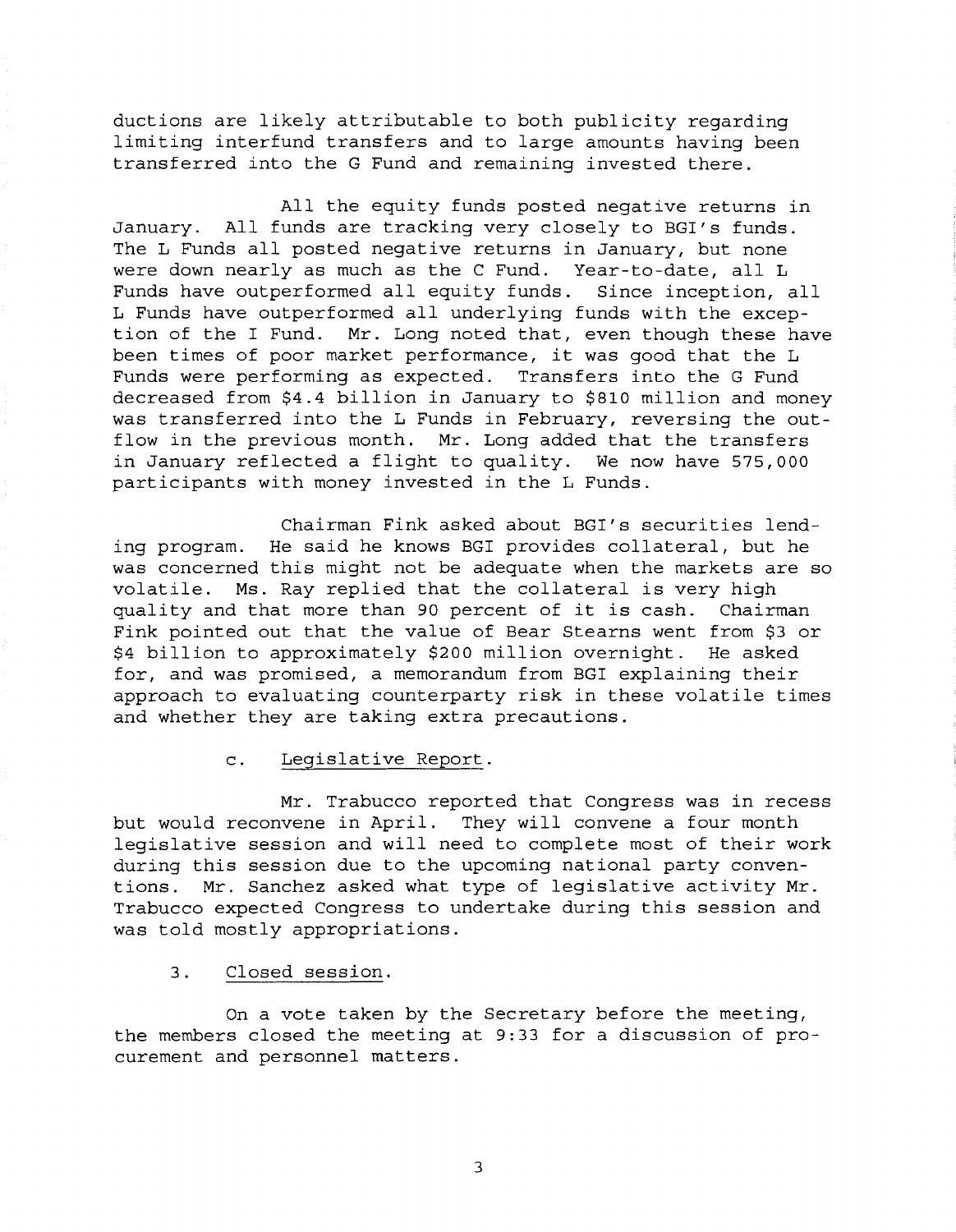ductions are likely attributable to both publicity regarding limiting interfund transfers and to large amounts having been transferred into the G Fund and remaining invested there.

All the equity funds posted negative returns in January. All funds are tracking very closely to BGI's funds. The L Funds all posted negative returns in January, but none were down nearly as much as the C Fund. Year-to-date, all L Funds have outperformed all equity funds. Since inception, all L Funds have outperformed all underlying funds with the exception of the I Fund. Mr. Long noted that, even though these have been times of poor market performance, it was good that the L Funds were performing as expected. Transfers into the G Fund decreased from $4.4 billion in January to $810 million and money was transferred into the L Funds in February, reversing the outflow in the previous month. Mr. Long added that the transfers in January reflected a flight to quality. We now have 575,000 participants with money invested in the L Funds.

Chairman Fink asked about BGI's securities lending program. He said he knows BGI provides collateral, but he was concerned this might not be adequate when the markets are so volatile. Ms. Ray replied that the collateral is very high quality and that more than 90 percent of it is cash. Chairman Fink pointed out that the value of Bear Stearns went from $3 or $4 billion to approximately $200 million overnight. He asked for, and was promised, a memorandum from BGI explaining their approach to evaluating counterparty risk in these volatile times and whether they are taking extra precautions.

c. Legislative Report.

Mr. Trabucco reported that Congress was in recess but would reconvene in April. They will convene a four month legislative session and will need to complete most of their work during this session due to the upcoming national party conventions. Mr. Sanchez asked what type of legislative activity Mr. Trabucco expected Congress to undertake during this session and was told mostly appropriations.

3. Closed session.

On a vote taken by the Secretary before the meeting, the members closed the meeting at 9:33 for a discussion of procurement and personnel matters.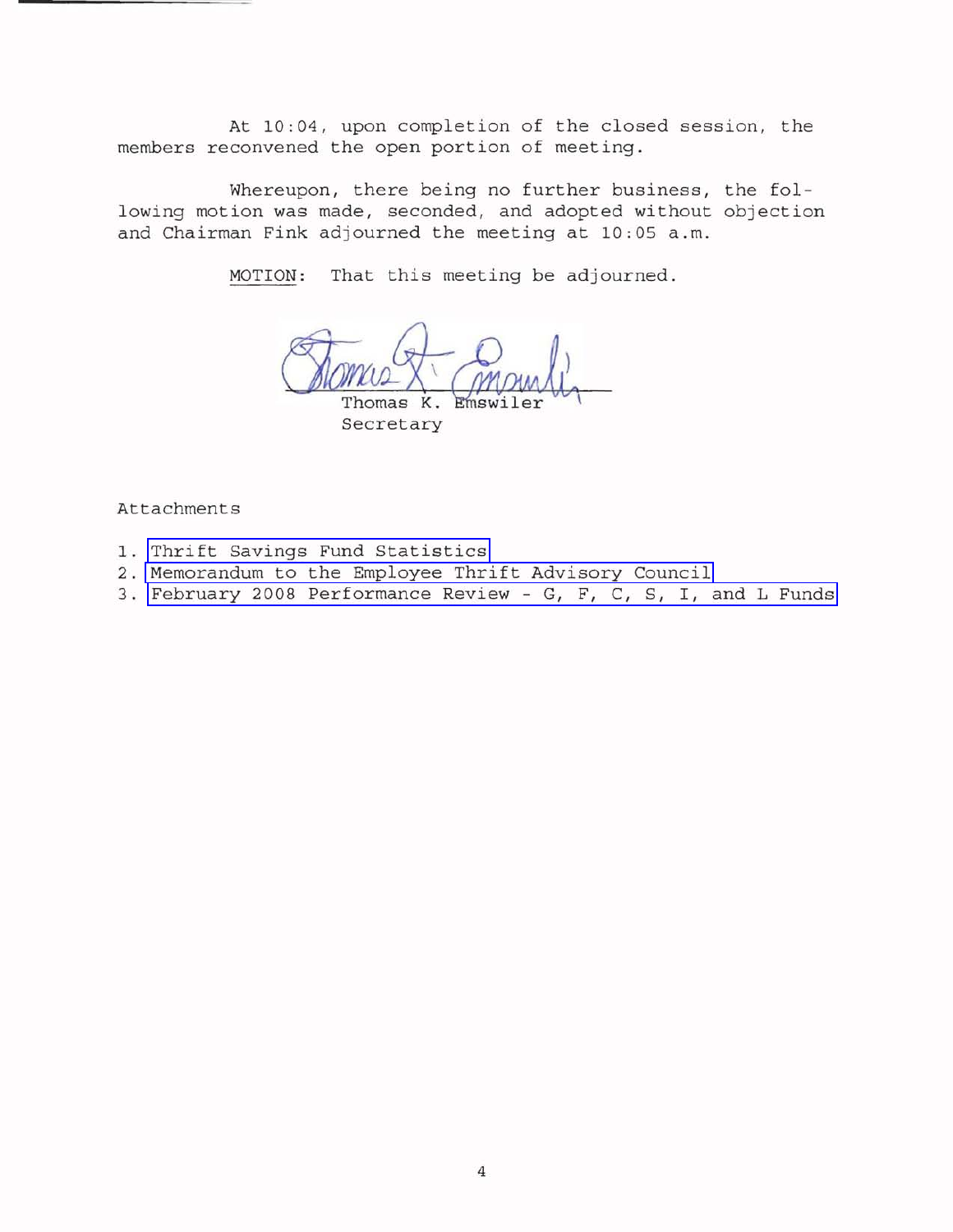At 10:04, upon completion of the closed session, the members reconvened the open portion of meeting.

Whereupon, there being no further business, the following motion was made, seconded, and adopted without objection and Chairman Fink adjourned the meeting at 10:05 a.m.

<u>MOTION</u>: That this meeting be adjourned.

Thomas K. Emswiler
Secretary

Attachments

1. Thrift Savings Fund Statistics
2. Memorandum to the Employee Thrift Advisory Council
3. February 2008 Performance Review - G, F, C, S, I, and L Funds